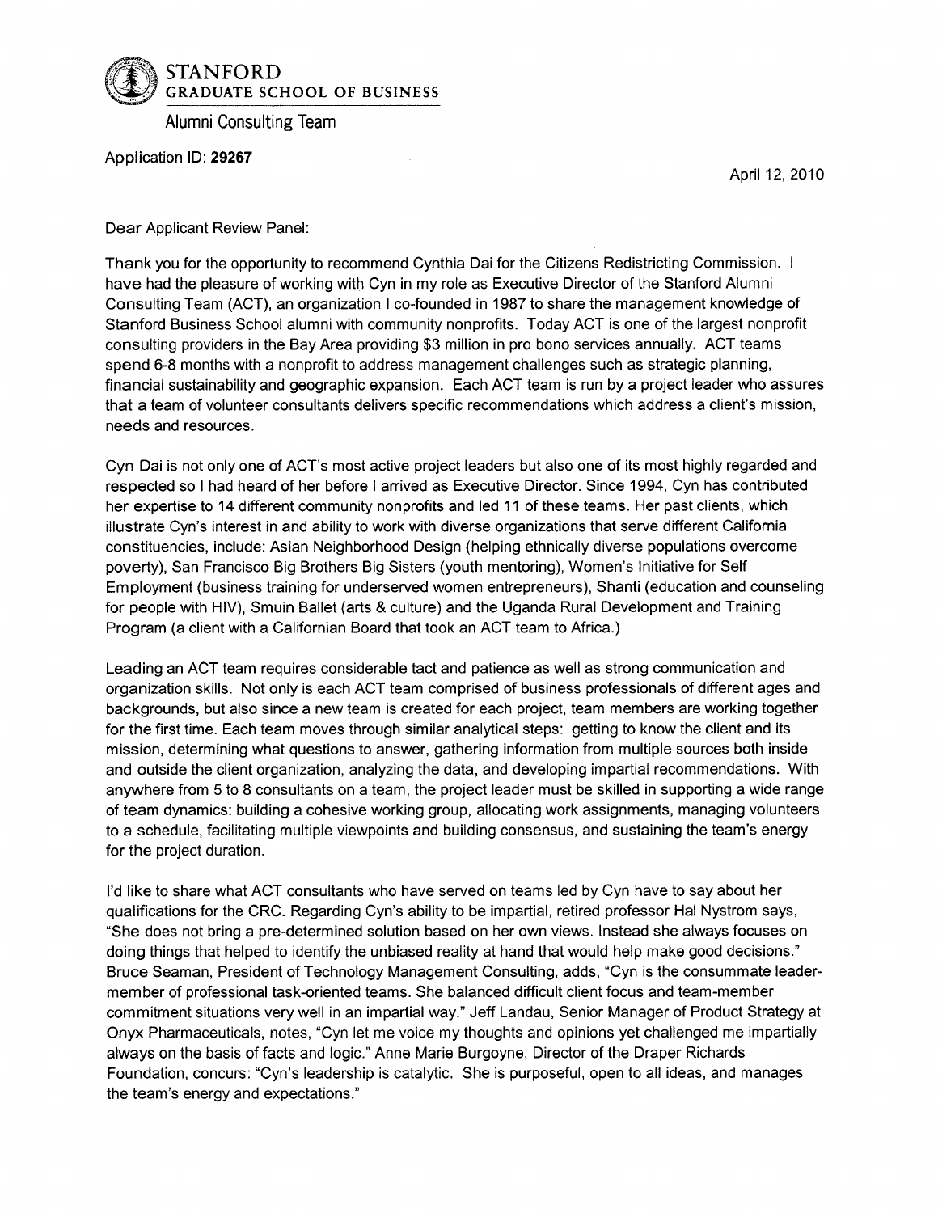**STANFORD**
**GRADUATE SCHOOL OF BUSINESS**

Alumni Consulting Team

Application ID: **29267**

April 12, 2010

Dear Applicant Review Panel:

Thank you for the opportunity to recommend Cynthia Dai for the Citizens Redistricting Commission. I have had the pleasure of working with Cyn in my role as Executive Director of the Stanford Alumni Consulting Team (ACT), an organization I co-founded in 1987 to share the management knowledge of Stanford Business School alumni with community nonprofits. Today ACT is one of the largest nonprofit consulting providers in the Bay Area providing $3 million in pro bono services annually. ACT teams spend 6-8 months with a nonprofit to address management challenges such as strategic planning, financial sustainability and geographic expansion. Each ACT team is run by a project leader who assures that a team of volunteer consultants delivers specific recommendations which address a client's mission, needs and resources.

Cyn Dai is not only one of ACT's most active project leaders but also one of its most highly regarded and respected so I had heard of her before I arrived as Executive Director. Since 1994, Cyn has contributed her expertise to 14 different community nonprofits and led 11 of these teams. Her past clients, which illustrate Cyn's interest in and ability to work with diverse organizations that serve different California constituencies, include: Asian Neighborhood Design (helping ethnically diverse populations overcome poverty), San Francisco Big Brothers Big Sisters (youth mentoring), Women's Initiative for Self Employment (business training for underserved women entrepreneurs), Shanti (education and counseling for people with HIV), Smuin Ballet (arts & culture) and the Uganda Rural Development and Training Program (a client with a Californian Board that took an ACT team to Africa.)

Leading an ACT team requires considerable tact and patience as well as strong communication and organization skills. Not only is each ACT team comprised of business professionals of different ages and backgrounds, but also since a new team is created for each project, team members are working together for the first time. Each team moves through similar analytical steps: getting to know the client and its mission, determining what questions to answer, gathering information from multiple sources both inside and outside the client organization, analyzing the data, and developing impartial recommendations. With anywhere from 5 to 8 consultants on a team, the project leader must be skilled in supporting a wide range of team dynamics: building a cohesive working group, allocating work assignments, managing volunteers to a schedule, facilitating multiple viewpoints and building consensus, and sustaining the team's energy for the project duration.

I'd like to share what ACT consultants who have served on teams led by Cyn have to say about her qualifications for the CRC. Regarding Cyn's ability to be impartial, retired professor Hal Nystrom says, "She does not bring a pre-determined solution based on her own views. Instead she always focuses on doing things that helped to identify the unbiased reality at hand that would help make good decisions." Bruce Seaman, President of Technology Management Consulting, adds, "Cyn is the consummate leader-member of professional task-oriented teams. She balanced difficult client focus and team-member commitment situations very well in an impartial way." Jeff Landau, Senior Manager of Product Strategy at Onyx Pharmaceuticals, notes, "Cyn let me voice my thoughts and opinions yet challenged me impartially always on the basis of facts and logic." Anne Marie Burgoyne, Director of the Draper Richards Foundation, concurs: "Cyn's leadership is catalytic. She is purposeful, open to all ideas, and manages the team's energy and expectations."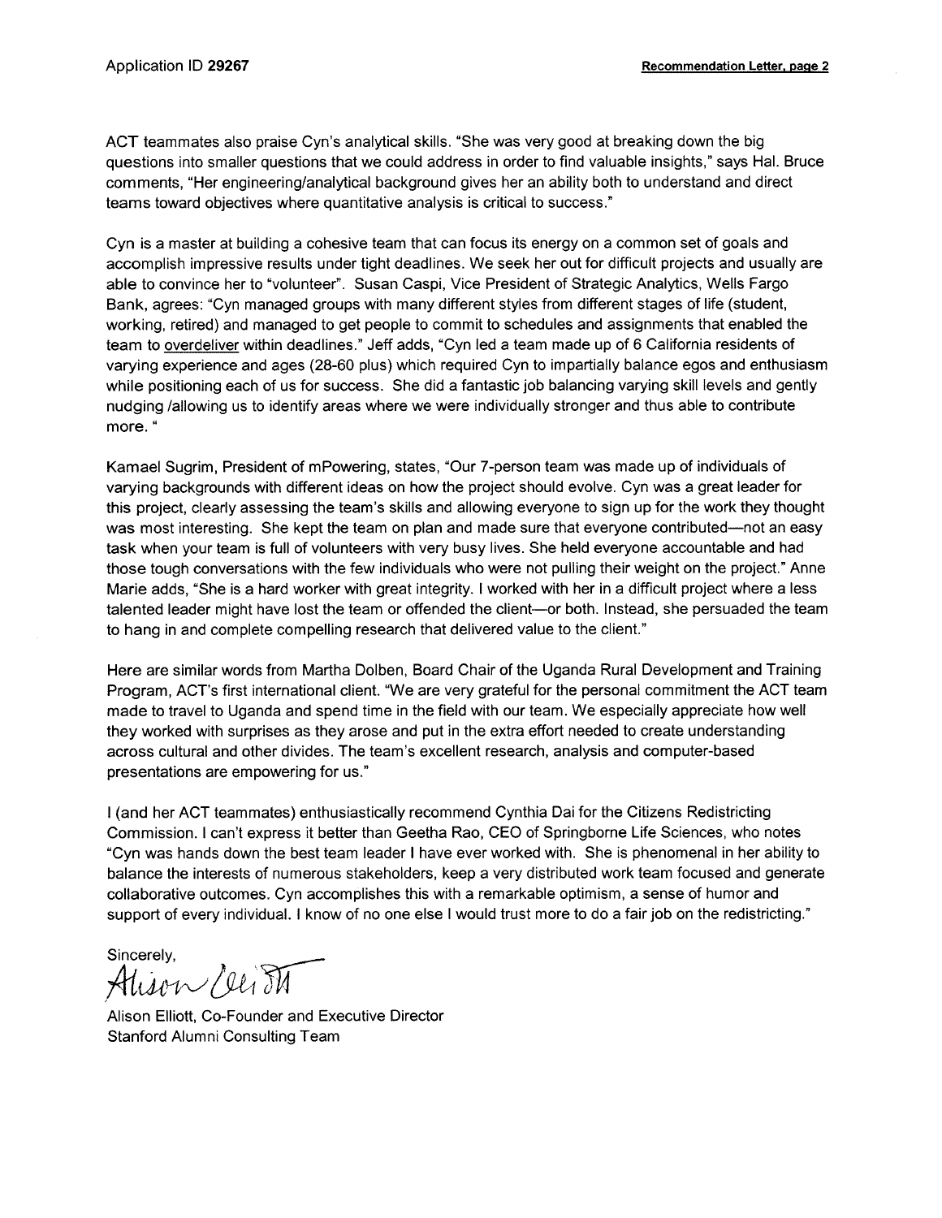ACT teammates also praise Cyn's analytical skills. "She was very good at breaking down the big questions into smaller questions that we could address in order to find valuable insights," says Hal. Bruce comments, "Her engineering/analytical background gives her an ability both to understand and direct teams toward objectives where quantitative analysis is critical to success."

Cyn is a master at building a cohesive team that can focus its energy on a common set of goals and accomplish impressive results under tight deadlines. We seek her out for difficult projects and usually are able to convince her to "volunteer". Susan Caspi, Vice President of Strategic Analytics, Wells Fargo Bank, agrees: "Cyn managed groups with many different styles from different stages of life (student, working, retired) and managed to get people to commit to schedules and assignments that enabled the team to overdeliver within deadlines." Jeff adds, "Cyn led a team made up of 6 California residents of varying experience and ages (28-60 plus) which required Cyn to impartially balance egos and enthusiasm while positioning each of us for success. She did a fantastic job balancing varying skill levels and gently nudging /allowing us to identify areas where we were individually stronger and thus able to contribute more. "

Kamael Sugrim, President of mPowering, states, "Our 7-person team was made up of individuals of varying backgrounds with different ideas on how the project should evolve. Cyn was a great leader for this project, clearly assessing the team's skills and allowing everyone to sign up for the work they thought was most interesting. She kept the team on plan and made sure that everyone contributed—not an easy task when your team is full of volunteers with very busy lives. She held everyone accountable and had those tough conversations with the few individuals who were not pulling their weight on the project." Anne Marie adds, "She is a hard worker with great integrity. I worked with her in a difficult project where a less talented leader might have lost the team or offended the client—or both. Instead, she persuaded the team to hang in and complete compelling research that delivered value to the client."

Here are similar words from Martha Dolben, Board Chair of the Uganda Rural Development and Training Program, ACT's first international client. "We are very grateful for the personal commitment the ACT team made to travel to Uganda and spend time in the field with our team. We especially appreciate how well they worked with surprises as they arose and put in the extra effort needed to create understanding across cultural and other divides. The team's excellent research, analysis and computer-based presentations are empowering for us."

I (and her ACT teammates) enthusiastically recommend Cynthia Dai for the Citizens Redistricting Commission. I can't express it better than Geetha Rao, CEO of Springborne Life Sciences, who notes "Cyn was hands down the best team leader I have ever worked with. She is phenomenal in her ability to balance the interests of numerous stakeholders, keep a very distributed work team focused and generate collaborative outcomes. Cyn accomplishes this with a remarkable optimism, a sense of humor and support of every individual. I know of no one else I would trust more to do a fair job on the redistricting."

Sincerely,

Alison Elliott

Alison Elliott, Co-Founder and Executive Director
Stanford Alumni Consulting Team